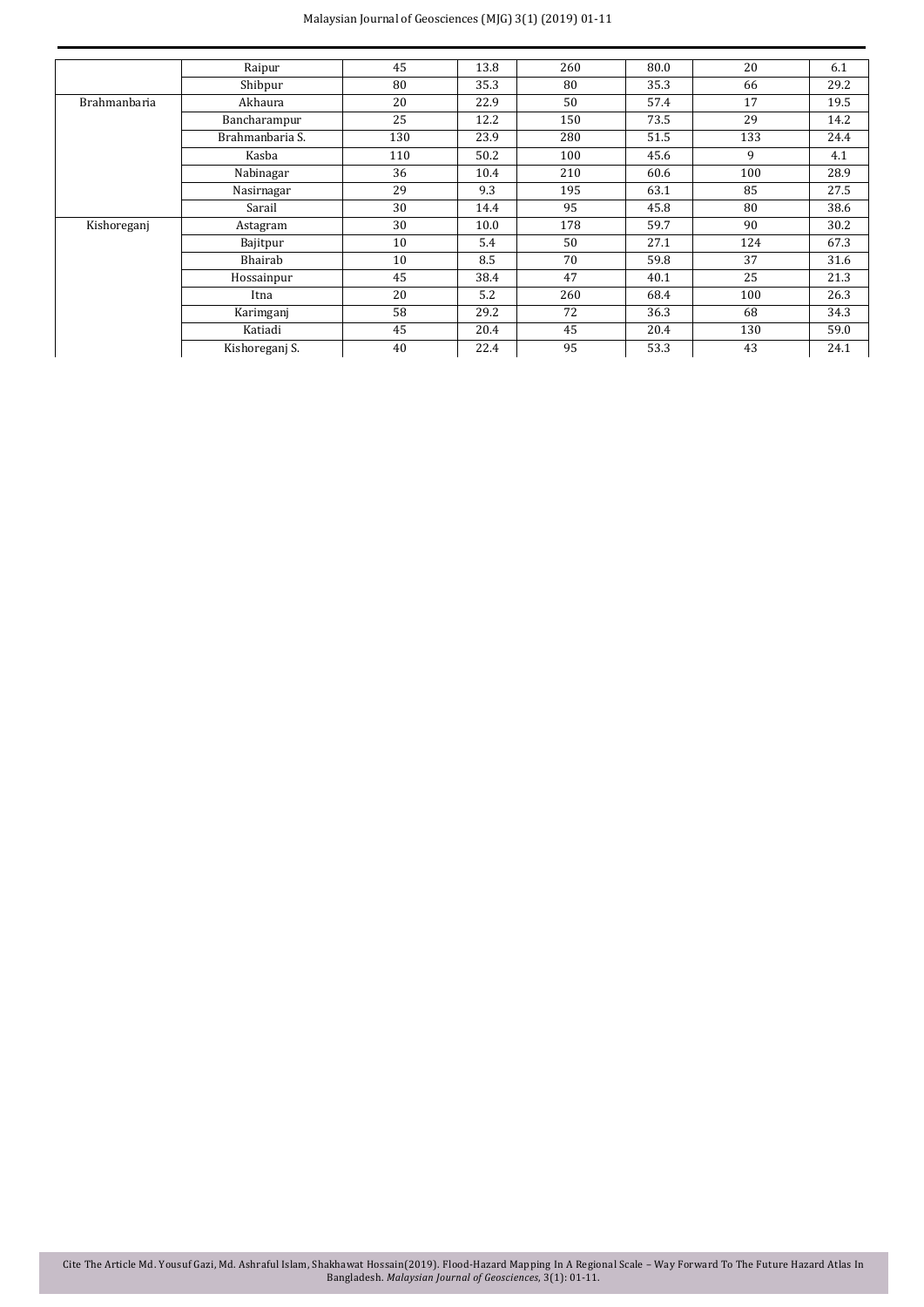| | | | | | | | |
|---|---|---|---|---|---|---|---|
| | Raipur | 45 | 13.8 | 260 | 80.0 | 20 | 6.1 |
| | Shibpur | 80 | 35.3 | 80 | 35.3 | 66 | 29.2 |
| Brahmanbaria | Akhaura | 20 | 22.9 | 50 | 57.4 | 17 | 19.5 |
| | Bancharampur | 25 | 12.2 | 150 | 73.5 | 29 | 14.2 |
| | Brahmanbaria S. | 130 | 23.9 | 280 | 51.5 | 133 | 24.4 |
| | Kasba | 110 | 50.2 | 100 | 45.6 | 9 | 4.1 |
| | Nabinagar | 36 | 10.4 | 210 | 60.6 | 100 | 28.9 |
| | Nasirnagar | 29 | 9.3 | 195 | 63.1 | 85 | 27.5 |
| | Sarail | 30 | 14.4 | 95 | 45.8 | 80 | 38.6 |
| Kishoreganj | Astagram | 30 | 10.0 | 178 | 59.7 | 90 | 30.2 |
| | Bajitpur | 10 | 5.4 | 50 | 27.1 | 124 | 67.3 |
| | Bhairab | 10 | 8.5 | 70 | 59.8 | 37 | 31.6 |
| | Hossainpur | 45 | 38.4 | 47 | 40.1 | 25 | 21.3 |
| | Itna | 20 | 5.2 | 260 | 68.4 | 100 | 26.3 |
| | Karimganj | 58 | 29.2 | 72 | 36.3 | 68 | 34.3 |
| | Katiadi | 45 | 20.4 | 45 | 20.4 | 130 | 59.0 |
| | Kishoreganj S. | 40 | 22.4 | 95 | 53.3 | 43 | 24.1 |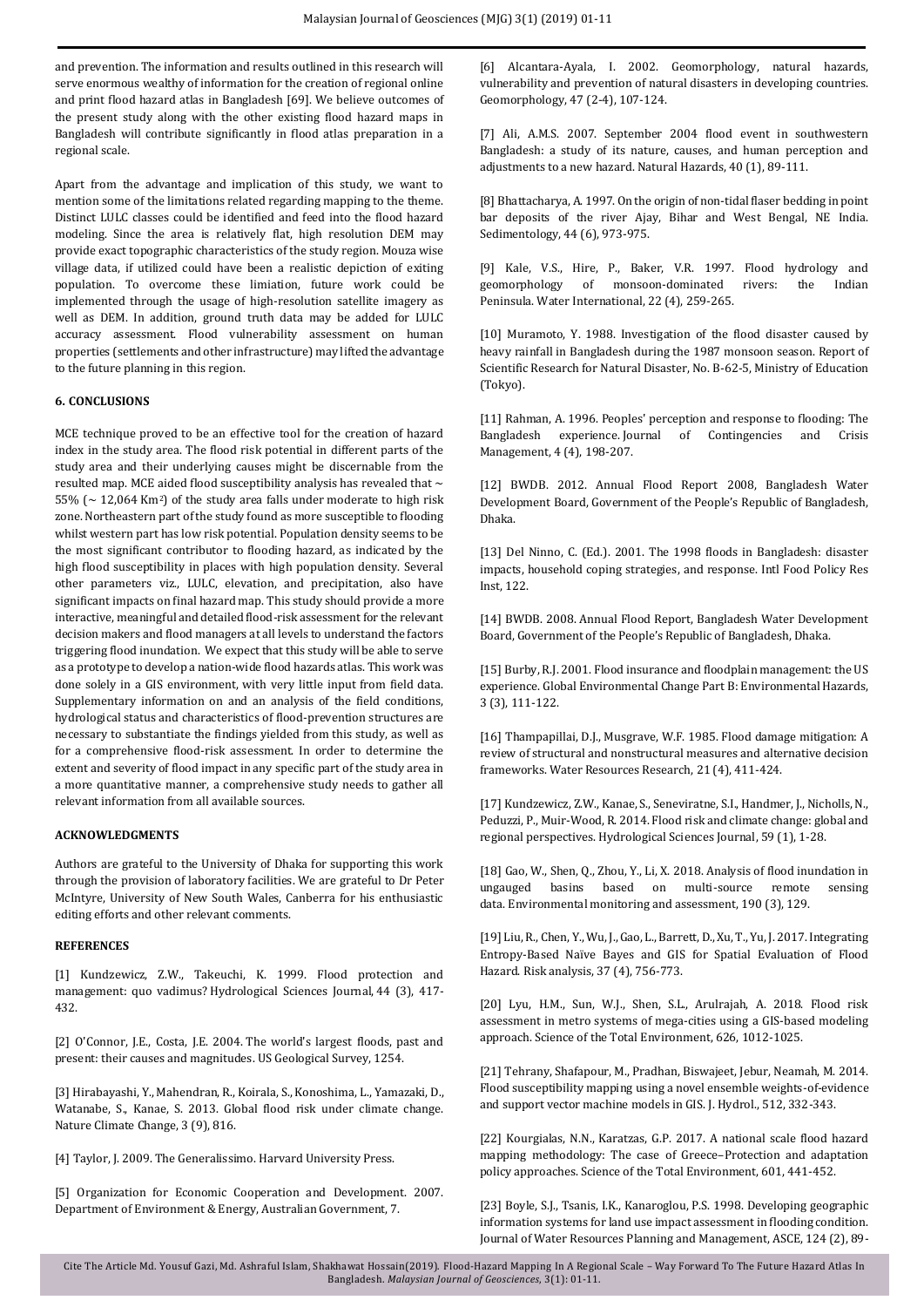and prevention. The information and results outlined in this research will serve enormous wealthy of information for the creation of regional online and print flood hazard atlas in Bangladesh [69]. We believe outcomes of the present study along with the other existing flood hazard maps in Bangladesh will contribute significantly in flood atlas preparation in a regional scale.

Apart from the advantage and implication of this study, we want to mention some of the limitations related regarding mapping to the theme. Distinct LULC classes could be identified and feed into the flood hazard modeling. Since the area is relatively flat, high resolution DEM may provide exact topographic characteristics of the study region. Mouza wise village data, if utilized could have been a realistic depiction of exiting population. To overcome these limiation, future work could be implemented through the usage of high-resolution satellite imagery as well as DEM. In addition, ground truth data may be added for LULC accuracy assessment. Flood vulnerability assessment on human properties (settlements and other infrastructure) may lifted the advantage to the future planning in this region.

## 6. CONCLUSIONS

MCE technique proved to be an effective tool for the creation of hazard index in the study area. The flood risk potential in different parts of the study area and their underlying causes might be discernable from the resulted map. MCE aided flood susceptibility analysis has revealed that ~ 55% (~ 12,064 Km$^2$) of the study area falls under moderate to high risk zone. Northeastern part of the study found as more susceptible to flooding whilst western part has low risk potential. Population density seems to be the most significant contributor to flooding hazard, as indicated by the high flood susceptibility in places with high population density. Several other parameters viz., LULC, elevation, and precipitation, also have significant impacts on final hazard map. This study should provide a more interactive, meaningful and detailed flood-risk assessment for the relevant decision makers and flood managers at all levels to understand the factors triggering flood inundation. We expect that this study will be able to serve as a prototype to develop a nation-wide flood hazards atlas. This work was done solely in a GIS environment, with very little input from field data. Supplementary information on and an analysis of the field conditions, hydrological status and characteristics of flood-prevention structures are necessary to substantiate the findings yielded from this study, as well as for a comprehensive flood-risk assessment. In order to determine the extent and severity of flood impact in any specific part of the study area in a more quantitative manner, a comprehensive study needs to gather all relevant information from all available sources.

## ACKNOWLEDGMENTS

Authors are grateful to the University of Dhaka for supporting this work through the provision of laboratory facilities. We are grateful to Dr Peter McIntyre, University of New South Wales, Canberra for his enthusiastic editing efforts and other relevant comments.

## REFERENCES

[1] Kundzewicz, Z.W., Takeuchi, K. 1999. Flood protection and management: quo vadimus? Hydrological Sciences Journal, 44 (3), 417-432.

[2] O'Connor, J.E., Costa, J.E. 2004. The world's largest floods, past and present: their causes and magnitudes. US Geological Survey, 1254.

[3] Hirabayashi, Y., Mahendran, R., Koirala, S., Konoshima, L., Yamazaki, D., Watanabe, S., Kanae, S. 2013. Global flood risk under climate change. Nature Climate Change, 3 (9), 816.

[4] Taylor, J. 2009. The Generalissimo. Harvard University Press.

[5] Organization for Economic Cooperation and Development. 2007. Department of Environment & Energy, Australian Government, 7.

[6] Alcantara-Ayala, I. 2002. Geomorphology, natural hazards, vulnerability and prevention of natural disasters in developing countries. Geomorphology, 47 (2-4), 107-124.

[7] Ali, A.M.S. 2007. September 2004 flood event in southwestern Bangladesh: a study of its nature, causes, and human perception and adjustments to a new hazard. Natural Hazards, 40 (1), 89-111.

[8] Bhattacharya, A. 1997. On the origin of non-tidal flaser bedding in point bar deposits of the river Ajay, Bihar and West Bengal, NE India. Sedimentology, 44 (6), 973-975.

[9] Kale, V.S., Hire, P., Baker, V.R. 1997. Flood hydrology and geomorphology of monsoon-dominated rivers: the Indian Peninsula. Water International, 22 (4), 259-265.

[10] Muramoto, Y. 1988. Investigation of the flood disaster caused by heavy rainfall in Bangladesh during the 1987 monsoon season. Report of Scientific Research for Natural Disaster, No. B-62-5, Ministry of Education (Tokyo).

[11] Rahman, A. 1996. Peoples' perception and response to flooding: The Bangladesh experience. Journal of Contingencies and Crisis Management, 4 (4), 198-207.

[12] BWDB. 2012. Annual Flood Report 2008, Bangladesh Water Development Board, Government of the People's Republic of Bangladesh, Dhaka.

[13] Del Ninno, C. (Ed.). 2001. The 1998 floods in Bangladesh: disaster impacts, household coping strategies, and response. Intl Food Policy Res Inst, 122.

[14] BWDB. 2008. Annual Flood Report, Bangladesh Water Development Board, Government of the People's Republic of Bangladesh, Dhaka.

[15] Burby, R.J. 2001. Flood insurance and floodplain management: the US experience. Global Environmental Change Part B: Environmental Hazards, 3 (3), 111-122.

[16] Thampapillai, D.J., Musgrave, W.F. 1985. Flood damage mitigation: A review of structural and nonstructural measures and alternative decision frameworks. Water Resources Research, 21 (4), 411-424.

[17] Kundzewicz, Z.W., Kanae, S., Seneviratne, S.I., Handmer, J., Nicholls, N., Peduzzi, P., Muir-Wood, R. 2014. Flood risk and climate change: global and regional perspectives. Hydrological Sciences Journal, 59 (1), 1-28.

[18] Gao, W., Shen, Q., Zhou, Y., Li, X. 2018. Analysis of flood inundation in ungauged basins based on multi-source remote sensing data. Environmental monitoring and assessment, 190 (3), 129.

[19] Liu, R., Chen, Y., Wu, J., Gao, L., Barrett, D., Xu, T., Yu, J. 2017. Integrating Entropy-Based Naïve Bayes and GIS for Spatial Evaluation of Flood Hazard. Risk analysis, 37 (4), 756-773.

[20] Lyu, H.M., Sun, W.J., Shen, S.L., Arulrajah, A. 2018. Flood risk assessment in metro systems of mega-cities using a GIS-based modeling approach. Science of the Total Environment, 626, 1012-1025.

[21] Tehrany, Shafapour, M., Pradhan, Biswajeet, Jebur, Neamah, M. 2014. Flood susceptibility mapping using a novel ensemble weights-of-evidence and support vector machine models in GIS. J. Hydrol., 512, 332-343.

[22] Kourgialas, N.N., Karatzas, G.P. 2017. A national scale flood hazard mapping methodology: The case of Greece–Protection and adaptation policy approaches. Science of the Total Environment, 601, 441-452.

[23] Boyle, S.J., Tsanis, I.K., Kanaroglou, P.S. 1998. Developing geographic information systems for land use impact assessment in flooding condition. Journal of Water Resources Planning and Management, ASCE, 124 (2), 89-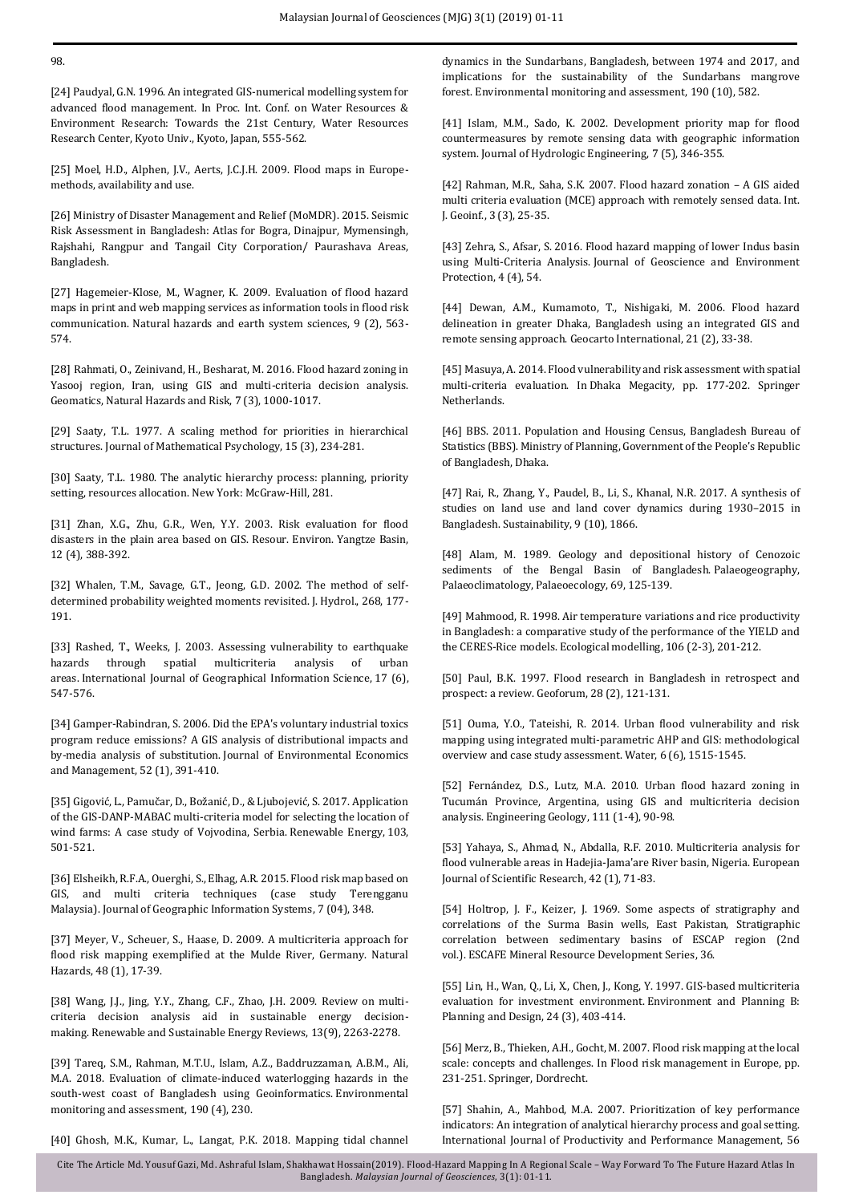98.

[24] Paudyal, G.N. 1996. An integrated GIS-numerical modelling system for advanced flood management. In Proc. Int. Conf. on Water Resources & Environment Research: Towards the 21st Century, Water Resources Research Center, Kyoto Univ., Kyoto, Japan, 555-562.

[25] Moel, H.D., Alphen, J.V., Aerts, J.C.J.H. 2009. Flood maps in Europe-methods, availability and use.

[26] Ministry of Disaster Management and Relief (MoMDR). 2015. Seismic Risk Assessment in Bangladesh: Atlas for Bogra, Dinajpur, Mymensingh, Rajshahi, Rangpur and Tangail City Corporation/ Paurashava Areas, Bangladesh.

[27] Hagemeier-Klose, M., Wagner, K. 2009. Evaluation of flood hazard maps in print and web mapping services as information tools in flood risk communication. Natural hazards and earth system sciences, 9 (2), 563-574.

[28] Rahmati, O., Zeinivand, H., Besharat, M. 2016. Flood hazard zoning in Yasooj region, Iran, using GIS and multi-criteria decision analysis. Geomatics, Natural Hazards and Risk, 7 (3), 1000-1017.

[29] Saaty, T.L. 1977. A scaling method for priorities in hierarchical structures. Journal of Mathematical Psychology, 15 (3), 234-281.

[30] Saaty, T.L. 1980. The analytic hierarchy process: planning, priority setting, resources allocation. New York: McGraw-Hill, 281.

[31] Zhan, X.G., Zhu, G.R., Wen, Y.Y. 2003. Risk evaluation for flood disasters in the plain area based on GIS. Resour. Environ. Yangtze Basin, 12 (4), 388-392.

[32] Whalen, T.M., Savage, G.T., Jeong, G.D. 2002. The method of self-determined probability weighted moments revisited. J. Hydrol., 268, 177-191.

[33] Rashed, T., Weeks, J. 2003. Assessing vulnerability to earthquake hazards through spatial multicriteria analysis of urban areas. International Journal of Geographical Information Science, 17 (6), 547-576.

[34] Gamper-Rabindran, S. 2006. Did the EPA's voluntary industrial toxics program reduce emissions? A GIS analysis of distributional impacts and by-media analysis of substitution. Journal of Environmental Economics and Management, 52 (1), 391-410.

[35] Gigović, L., Pamučar, D., Božanić, D., & Ljubojević, S. 2017. Application of the GIS-DANP-MABAC multi-criteria model for selecting the location of wind farms: A case study of Vojvodina, Serbia. Renewable Energy, 103, 501-521.

[36] Elsheikh, R.F.A., Ouerghi, S., Elhag, A.R. 2015. Flood risk map based on GIS, and multi criteria techniques (case study Terengganu Malaysia). Journal of Geographic Information Systems, 7 (04), 348.

[37] Meyer, V., Scheuer, S., Haase, D. 2009. A multicriteria approach for flood risk mapping exemplified at the Mulde River, Germany. Natural Hazards, 48 (1), 17-39.

[38] Wang, J.J., Jing, Y.Y., Zhang, C.F., Zhao, J.H. 2009. Review on multi-criteria decision analysis aid in sustainable energy decision-making. Renewable and Sustainable Energy Reviews, 13(9), 2263-2278.

[39] Tareq, S.M., Rahman, M.T.U., Islam, A.Z., Baddruzzaman, A.B.M., Ali, M.A. 2018. Evaluation of climate-induced waterlogging hazards in the south-west coast of Bangladesh using Geoinformatics. Environmental monitoring and assessment, 190 (4), 230.

[40] Ghosh, M.K., Kumar, L., Langat, P.K. 2018. Mapping tidal channel dynamics in the Sundarbans, Bangladesh, between 1974 and 2017, and implications for the sustainability of the Sundarbans mangrove forest. Environmental monitoring and assessment, 190 (10), 582.

[41] Islam, M.M., Sado, K. 2002. Development priority map for flood countermeasures by remote sensing data with geographic information system. Journal of Hydrologic Engineering, 7 (5), 346-355.

[42] Rahman, M.R., Saha, S.K. 2007. Flood hazard zonation – A GIS aided multi criteria evaluation (MCE) approach with remotely sensed data. Int. J. Geoinf., 3 (3), 25-35.

[43] Zehra, S., Afsar, S. 2016. Flood hazard mapping of lower Indus basin using Multi-Criteria Analysis. Journal of Geoscience and Environment Protection, 4 (4), 54.

[44] Dewan, A.M., Kumamoto, T., Nishigaki, M. 2006. Flood hazard delineation in greater Dhaka, Bangladesh using an integrated GIS and remote sensing approach. Geocarto International, 21 (2), 33-38.

[45] Masuya, A. 2014. Flood vulnerability and risk assessment with spatial multi-criteria evaluation. In Dhaka Megacity, pp. 177-202. Springer Netherlands.

[46] BBS. 2011. Population and Housing Census, Bangladesh Bureau of Statistics (BBS). Ministry of Planning, Government of the People's Republic of Bangladesh, Dhaka.

[47] Rai, R., Zhang, Y., Paudel, B., Li, S., Khanal, N.R. 2017. A synthesis of studies on land use and land cover dynamics during 1930–2015 in Bangladesh. Sustainability, 9 (10), 1866.

[48] Alam, M. 1989. Geology and depositional history of Cenozoic sediments of the Bengal Basin of Bangladesh. Palaeogeography, Palaeoclimatology, Palaeoecology, 69, 125-139.

[49] Mahmood, R. 1998. Air temperature variations and rice productivity in Bangladesh: a comparative study of the performance of the YIELD and the CERES-Rice models. Ecological modelling, 106 (2-3), 201-212.

[50] Paul, B.K. 1997. Flood research in Bangladesh in retrospect and prospect: a review. Geoforum, 28 (2), 121-131.

[51] Ouma, Y.O., Tateishi, R. 2014. Urban flood vulnerability and risk mapping using integrated multi-parametric AHP and GIS: methodological overview and case study assessment. Water, 6 (6), 1515-1545.

[52] Fernández, D.S., Lutz, M.A. 2010. Urban flood hazard zoning in Tucumán Province, Argentina, using GIS and multicriteria decision analysis. Engineering Geology, 111 (1-4), 90-98.

[53] Yahaya, S., Ahmad, N., Abdalla, R.F. 2010. Multicriteria analysis for flood vulnerable areas in Hadejia-Jama'are River basin, Nigeria. European Journal of Scientific Research, 42 (1), 71-83.

[54] Holtrop, J. F., Keizer, J. 1969. Some aspects of stratigraphy and correlations of the Surma Basin wells, East Pakistan, Stratigraphic correlation between sedimentary basins of ESCAP region (2nd vol.). ESCAFE Mineral Resource Development Series, 36.

[55] Lin, H., Wan, Q., Li, X., Chen, J., Kong, Y. 1997. GIS-based multicriteria evaluation for investment environment. Environment and Planning B: Planning and Design, 24 (3), 403-414.

[56] Merz, B., Thieken, A.H., Gocht, M. 2007. Flood risk mapping at the local scale: concepts and challenges. In Flood risk management in Europe, pp. 231-251. Springer, Dordrecht.

[57] Shahin, A., Mahbod, M.A. 2007. Prioritization of key performance indicators: An integration of analytical hierarchy process and goal setting. International Journal of Productivity and Performance Management, 56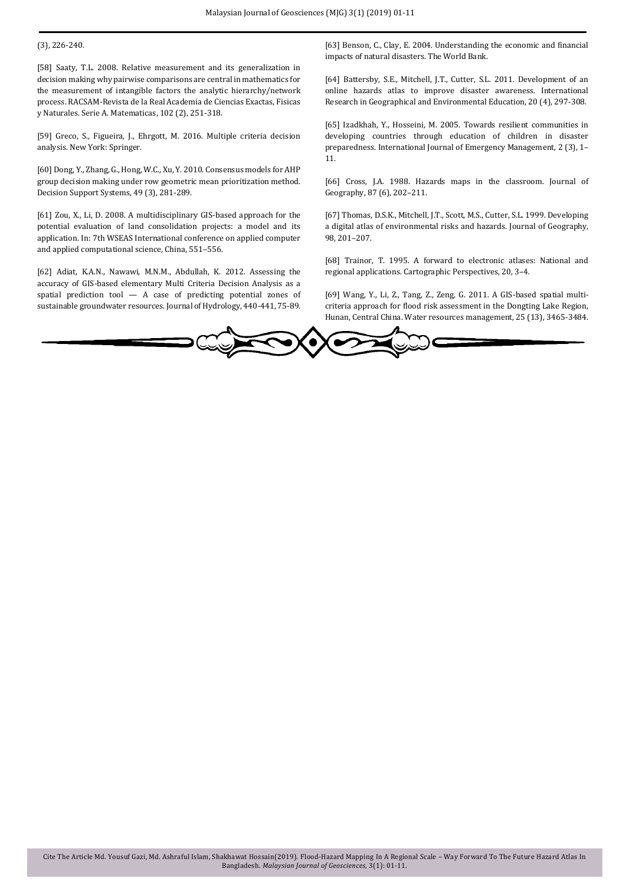(3), 226-240.

[58] Saaty, T.L. 2008. Relative measurement and its generalization in decision making why pairwise comparisons are central in mathematics for the measurement of intangible factors the analytic hierarchy/network process. RACSAM-Revista de la Real Academia de Ciencias Exactas, Fisicas y Naturales. Serie A. Matematicas, 102 (2), 251-318.

[59] Greco, S., Figueira, J., Ehrgott, M. 2016. Multiple criteria decision analysis. New York: Springer.

[60] Dong, Y., Zhang, G., Hong, W.C., Xu, Y. 2010. Consensus models for AHP group decision making under row geometric mean prioritization method. Decision Support Systems, 49 (3), 281-289.

[61] Zou, X., Li, D. 2008. A multidisciplinary GIS-based approach for the potential evaluation of land consolidation projects: a model and its application. In: 7th WSEAS International conference on applied computer and applied computational science, China, 551–556.

[62] Adiat, K.A.N., Nawawi, M.N.M., Abdullah, K. 2012. Assessing the accuracy of GIS-based elementary Multi Criteria Decision Analysis as a spatial prediction tool — A case of predicting potential zones of sustainable groundwater resources. Journal of Hydrology, 440-441, 75-89.

[63] Benson, C., Clay, E. 2004. Understanding the economic and financial impacts of natural disasters. The World Bank.

[64] Battersby, S.E., Mitchell, J.T., Cutter, S.L. 2011. Development of an online hazards atlas to improve disaster awareness. International Research in Geographical and Environmental Education, 20 (4), 297-308.

[65] Izadkhah, Y., Hosseini, M. 2005. Towards resilient communities in developing countries through education of children in disaster preparedness. International Journal of Emergency Management, 2 (3), 1–11.

[66] Cross, J.A. 1988. Hazards maps in the classroom. Journal of Geography, 87 (6), 202–211.

[67] Thomas, D.S.K., Mitchell, J.T., Scott, M.S., Cutter, S.L. 1999. Developing a digital atlas of environmental risks and hazards. Journal of Geography, 98, 201–207.

[68] Trainor, T. 1995. A forward to electronic atlases: National and regional applications. Cartographic Perspectives, 20, 3–4.

[69] Wang, Y., Li, Z., Tang, Z., Zeng, G. 2011. A GIS-based spatial multi-criteria approach for flood risk assessment in the Dongting Lake Region, Hunan, Central China. Water resources management, 25 (13), 3465-3484.